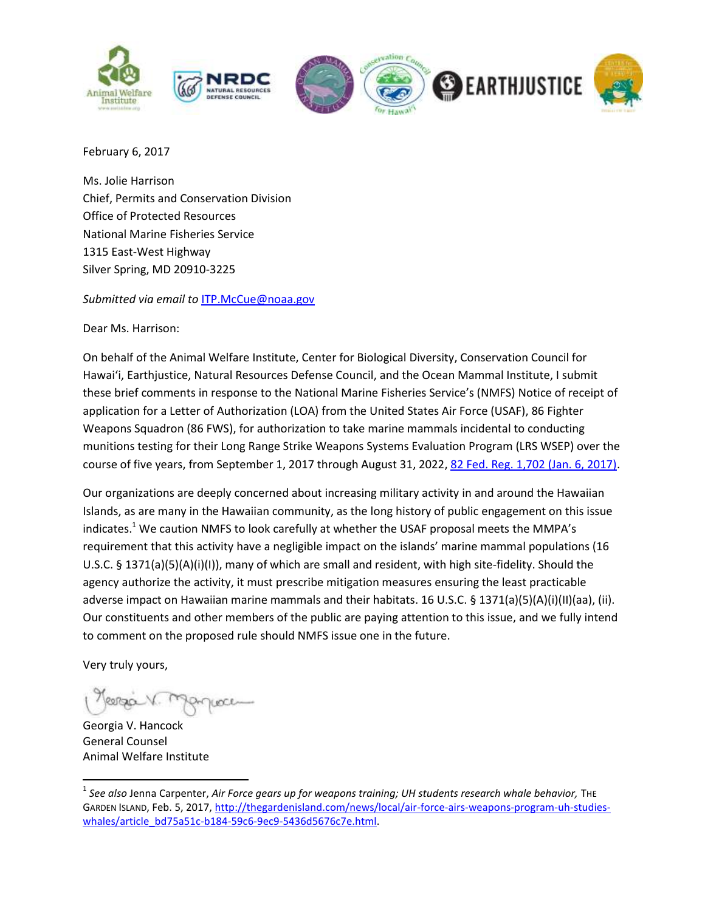February 6, 2017

Ms. Jolie Harrison
Chief, Permits and Conservation Division
Office of Protected Resources
National Marine Fisheries Service
1315 East-West Highway
Silver Spring, MD 20910-3225

*Submitted via email to* ITP.McCue@noaa.gov

Dear Ms. Harrison:

On behalf of the Animal Welfare Institute, Center for Biological Diversity, Conservation Council for Hawaiʻi, Earthjustice, Natural Resources Defense Council, and the Ocean Mammal Institute, I submit these brief comments in response to the National Marine Fisheries Service's (NMFS) Notice of receipt of application for a Letter of Authorization (LOA) from the United States Air Force (USAF), 86 Fighter Weapons Squadron (86 FWS), for authorization to take marine mammals incidental to conducting munitions testing for their Long Range Strike Weapons Systems Evaluation Program (LRS WSEP) over the course of five years, from September 1, 2017 through August 31, 2022, 82 Fed. Reg. 1,702 (Jan. 6, 2017).

Our organizations are deeply concerned about increasing military activity in and around the Hawaiian Islands, as are many in the Hawaiian community, as the long history of public engagement on this issue indicates.[1] We caution NMFS to look carefully at whether the USAF proposal meets the MMPA's requirement that this activity have a negligible impact on the islands' marine mammal populations (16 U.S.C. § 1371(a)(5)(A)(i)(I)), many of which are small and resident, with high site-fidelity. Should the agency authorize the activity, it must prescribe mitigation measures ensuring the least practicable adverse impact on Hawaiian marine mammals and their habitats. 16 U.S.C. § 1371(a)(5)(A)(i)(II)(aa), (ii). Our constituents and other members of the public are paying attention to this issue, and we fully intend to comment on the proposed rule should NMFS issue one in the future.

Very truly yours,

Georgia V. Hancock
General Counsel
Animal Welfare Institute

---

[1] *See also* Jenna Carpenter, *Air Force gears up for weapons training; UH students research whale behavior,* THE GARDEN ISLAND, Feb. 5, 2017, http://thegardenisland.com/news/local/air-force-airs-weapons-program-uh-studies-whales/article_bd75a51c-b184-59c6-9ec9-5436d5676c7e.html.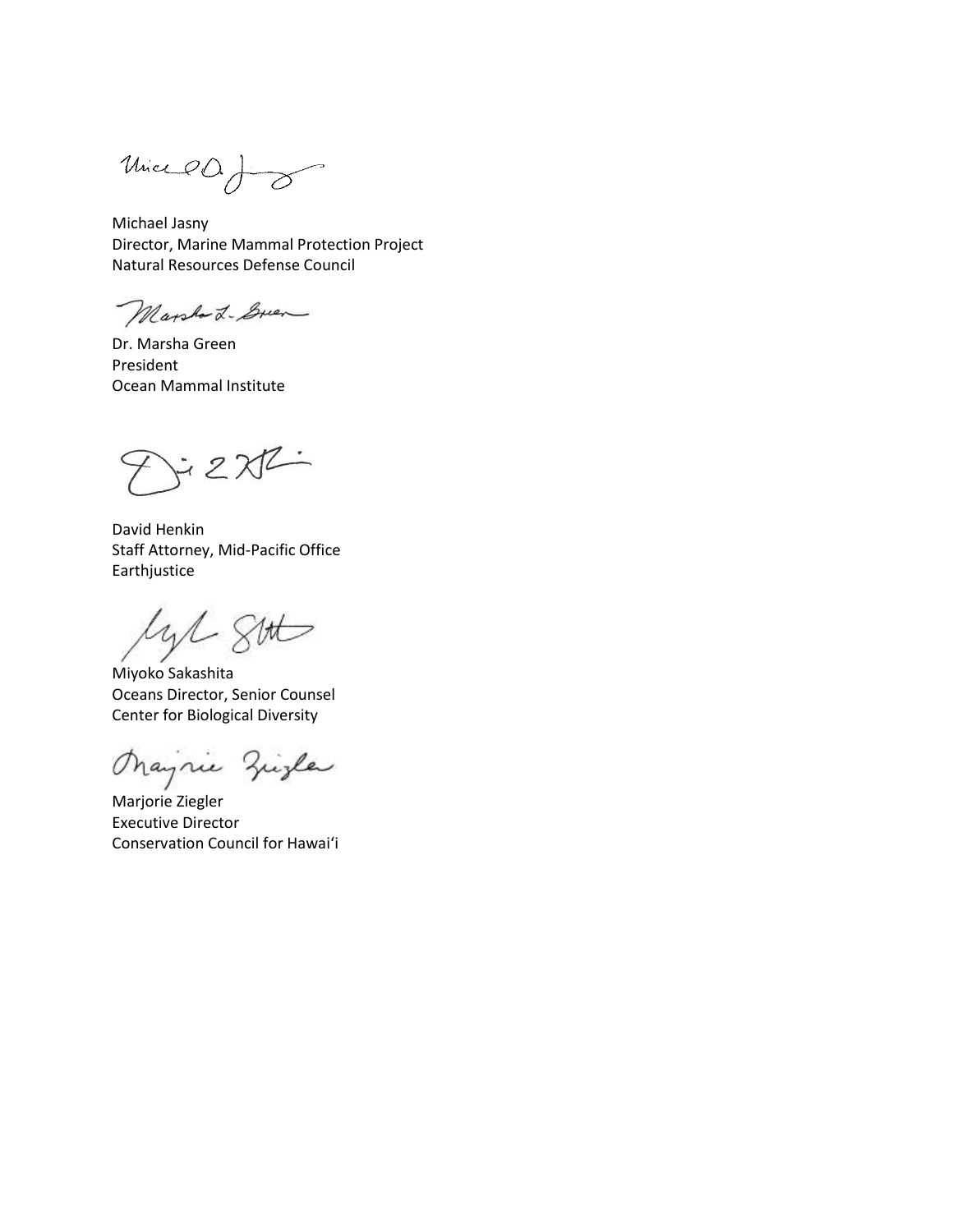Michael Jasny  
Director, Marine Mammal Protection Project  
Natural Resources Defense Council

Dr. Marsha Green  
President  
Ocean Mammal Institute

David Henkin  
Staff Attorney, Mid-Pacific Office  
Earthjustice

Miyoko Sakashita  
Oceans Director, Senior Counsel  
Center for Biological Diversity

Marjorie Ziegler  
Executive Director  
Conservation Council for Hawai'i